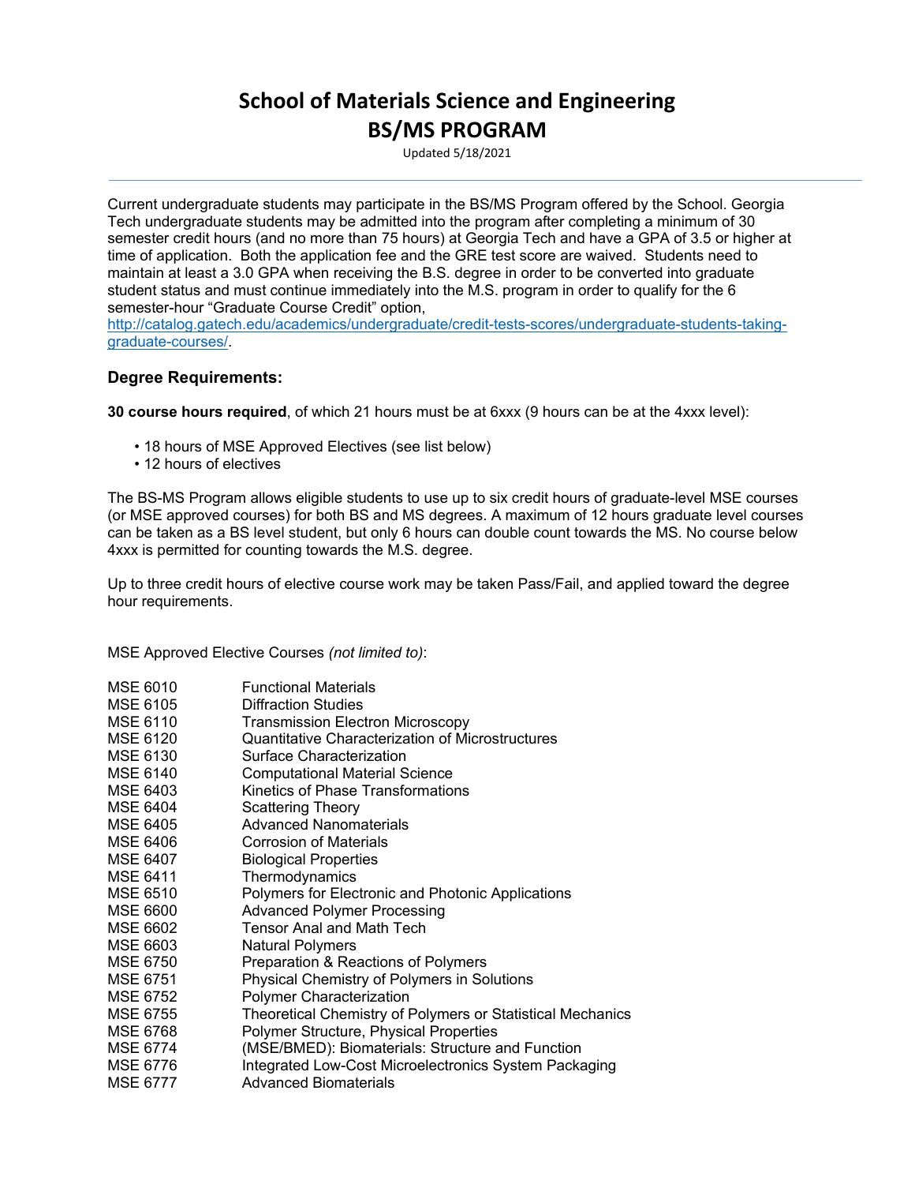# School of Materials Science and Engineering
# BS/MS PROGRAM

Updated 5/18/2021

Current undergraduate students may participate in the BS/MS Program offered by the School. Georgia Tech undergraduate students may be admitted into the program after completing a minimum of 30 semester credit hours (and no more than 75 hours) at Georgia Tech and have a GPA of 3.5 or higher at time of application. Both the application fee and the GRE test score are waived. Students need to maintain at least a 3.0 GPA when receiving the B.S. degree in order to be converted into graduate student status and must continue immediately into the M.S. program in order to qualify for the 6 semester-hour "Graduate Course Credit" option, [http://catalog.gatech.edu/academics/undergraduate/credit-tests-scores/undergraduate-students-taking-graduate-courses/](http://catalog.gatech.edu/academics/undergraduate/credit-tests-scores/undergraduate-students-taking-graduate-courses/).

### Degree Requirements:

**30 course hours required**, of which 21 hours must be at 6xxx (9 hours can be at the 4xxx level):

- 18 hours of MSE Approved Electives (see list below)
- 12 hours of electives

The BS-MS Program allows eligible students to use up to six credit hours of graduate-level MSE courses (or MSE approved courses) for both BS and MS degrees. A maximum of 12 hours graduate level courses can be taken as a BS level student, but only 6 hours can double count towards the MS. No course below 4xxx is permitted for counting towards the M.S. degree.

Up to three credit hours of elective course work may be taken Pass/Fail, and applied toward the degree hour requirements.

MSE Approved Elective Courses *(not limited to)*:

| | |
|---|---|
| MSE 6010 | Functional Materials |
| MSE 6105 | Diffraction Studies |
| MSE 6110 | Transmission Electron Microscopy |
| MSE 6120 | Quantitative Characterization of Microstructures |
| MSE 6130 | Surface Characterization |
| MSE 6140 | Computational Material Science |
| MSE 6403 | Kinetics of Phase Transformations |
| MSE 6404 | Scattering Theory |
| MSE 6405 | Advanced Nanomaterials |
| MSE 6406 | Corrosion of Materials |
| MSE 6407 | Biological Properties |
| MSE 6411 | Thermodynamics |
| MSE 6510 | Polymers for Electronic and Photonic Applications |
| MSE 6600 | Advanced Polymer Processing |
| MSE 6602 | Tensor Anal and Math Tech |
| MSE 6603 | Natural Polymers |
| MSE 6750 | Preparation & Reactions of Polymers |
| MSE 6751 | Physical Chemistry of Polymers in Solutions |
| MSE 6752 | Polymer Characterization |
| MSE 6755 | Theoretical Chemistry of Polymers or Statistical Mechanics |
| MSE 6768 | Polymer Structure, Physical Properties |
| MSE 6774 | (MSE/BMED): Biomaterials: Structure and Function |
| MSE 6776 | Integrated Low-Cost Microelectronics System Packaging |
| MSE 6777 | Advanced Biomaterials |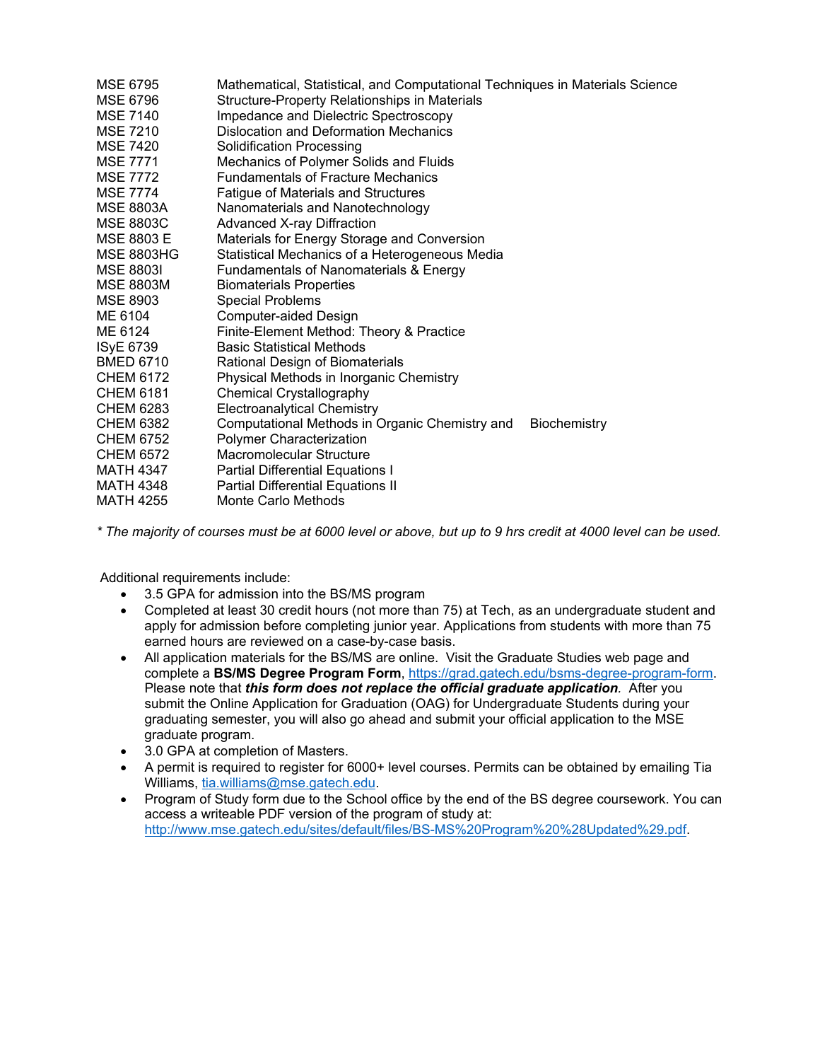| | |
|---|---|
| MSE 6795 | Mathematical, Statistical, and Computational Techniques in Materials Science |
| MSE 6796 | Structure-Property Relationships in Materials |
| MSE 7140 | Impedance and Dielectric Spectroscopy |
| MSE 7210 | Dislocation and Deformation Mechanics |
| MSE 7420 | Solidification Processing |
| MSE 7771 | Mechanics of Polymer Solids and Fluids |
| MSE 7772 | Fundamentals of Fracture Mechanics |
| MSE 7774 | Fatigue of Materials and Structures |
| MSE 8803A | Nanomaterials and Nanotechnology |
| MSE 8803C | Advanced X-ray Diffraction |
| MSE 8803 E | Materials for Energy Storage and Conversion |
| MSE 8803HG | Statistical Mechanics of a Heterogeneous Media |
| MSE 8803I | Fundamentals of Nanomaterials & Energy |
| MSE 8803M | Biomaterials Properties |
| MSE 8903 | Special Problems |
| ME 6104 | Computer-aided Design |
| ME 6124 | Finite-Element Method: Theory & Practice |
| ISyE 6739 | Basic Statistical Methods |
| BMED 6710 | Rational Design of Biomaterials |
| CHEM 6172 | Physical Methods in Inorganic Chemistry |
| CHEM 6181 | Chemical Crystallography |
| CHEM 6283 | Electroanalytical Chemistry |
| CHEM 6382 | Computational Methods in Organic Chemistry and Biochemistry |
| CHEM 6752 | Polymer Characterization |
| CHEM 6572 | Macromolecular Structure |
| MATH 4347 | Partial Differential Equations I |
| MATH 4348 | Partial Differential Equations II |
| MATH 4255 | Monte Carlo Methods |

*\* The majority of courses must be at 6000 level or above, but up to 9 hrs credit at 4000 level can be used.*

Additional requirements include:

- 3.5 GPA for admission into the BS/MS program
- Completed at least 30 credit hours (not more than 75) at Tech, as an undergraduate student and apply for admission before completing junior year. Applications from students with more than 75 earned hours are reviewed on a case-by-case basis.
- All application materials for the BS/MS are online. Visit the Graduate Studies web page and complete a **BS/MS Degree Program Form**, https://grad.gatech.edu/bsms-degree-program-form. Please note that ***this form does not replace the official graduate application**.* After you submit the Online Application for Graduation (OAG) for Undergraduate Students during your graduating semester, you will also go ahead and submit your official application to the MSE graduate program.
- 3.0 GPA at completion of Masters.
- A permit is required to register for 6000+ level courses. Permits can be obtained by emailing Tia Williams, tia.williams@mse.gatech.edu.
- Program of Study form due to the School office by the end of the BS degree coursework. You can access a writeable PDF version of the program of study at: http://www.mse.gatech.edu/sites/default/files/BS-MS%20Program%20%28Updated%29.pdf.